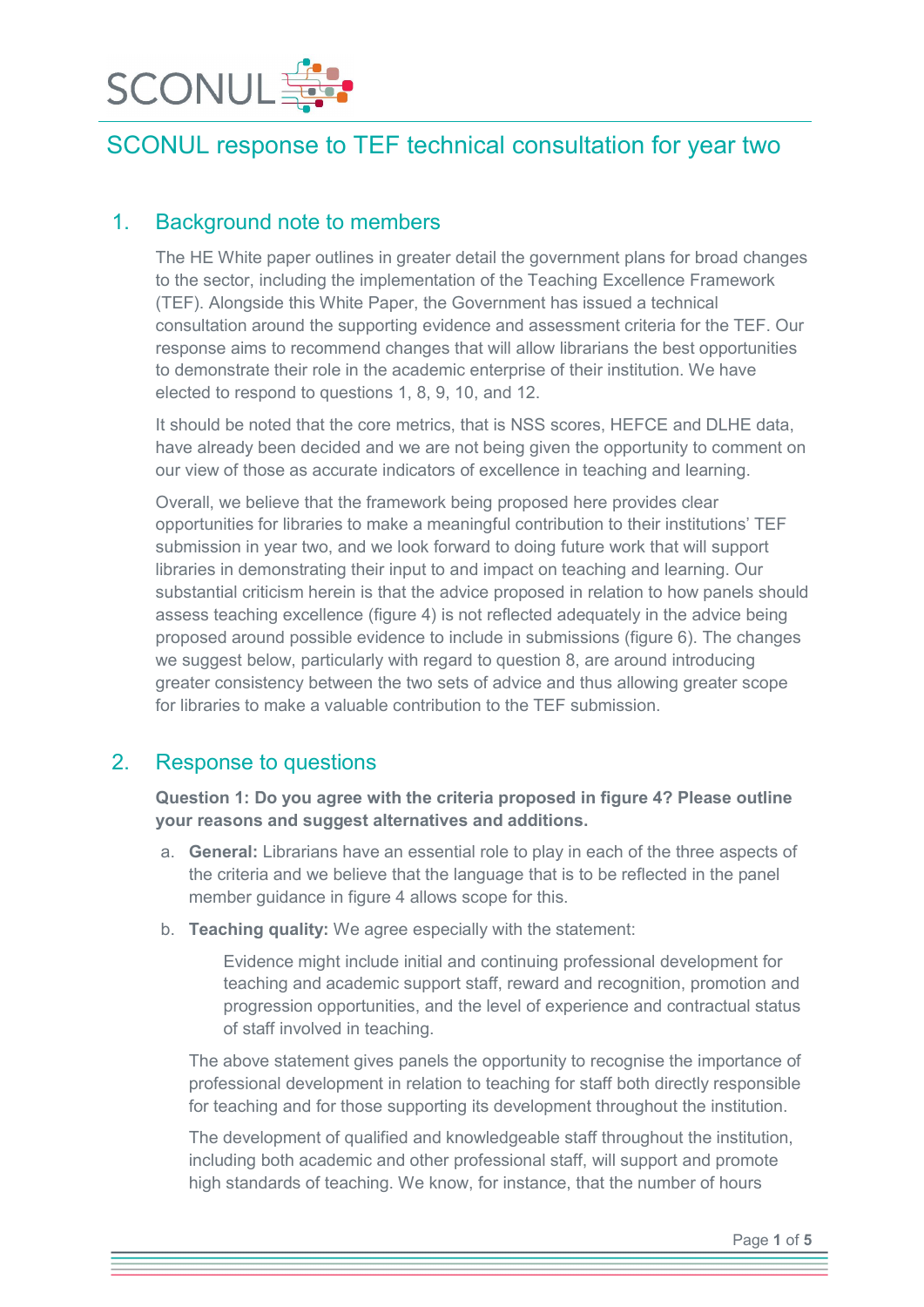SCONUL

# SCONUL response to TEF technical consultation for year two

## 1. Background note to members

The HE White paper outlines in greater detail the government plans for broad changes to the sector, including the implementation of the Teaching Excellence Framework (TEF). Alongside this White Paper, the Government has issued a technical consultation around the supporting evidence and assessment criteria for the TEF. Our response aims to recommend changes that will allow librarians the best opportunities to demonstrate their role in the academic enterprise of their institution. We have elected to respond to questions 1, 8, 9, 10, and 12.

It should be noted that the core metrics, that is NSS scores, HEFCE and DLHE data, have already been decided and we are not being given the opportunity to comment on our view of those as accurate indicators of excellence in teaching and learning.

Overall, we believe that the framework being proposed here provides clear opportunities for libraries to make a meaningful contribution to their institutions' TEF submission in year two, and we look forward to doing future work that will support libraries in demonstrating their input to and impact on teaching and learning. Our substantial criticism herein is that the advice proposed in relation to how panels should assess teaching excellence (figure 4) is not reflected adequately in the advice being proposed around possible evidence to include in submissions (figure 6). The changes we suggest below, particularly with regard to question 8, are around introducing greater consistency between the two sets of advice and thus allowing greater scope for libraries to make a valuable contribution to the TEF submission.

## 2. Response to questions

**Question 1: Do you agree with the criteria proposed in figure 4? Please outline your reasons and suggest alternatives and additions.**

a. **General:** Librarians have an essential role to play in each of the three aspects of the criteria and we believe that the language that is to be reflected in the panel member guidance in figure 4 allows scope for this.

b. **Teaching quality:** We agree especially with the statement:

> Evidence might include initial and continuing professional development for teaching and academic support staff, reward and recognition, promotion and progression opportunities, and the level of experience and contractual status of staff involved in teaching.

The above statement gives panels the opportunity to recognise the importance of professional development in relation to teaching for staff both directly responsible for teaching and for those supporting its development throughout the institution.

The development of qualified and knowledgeable staff throughout the institution, including both academic and other professional staff, will support and promote high standards of teaching. We know, for instance, that the number of hours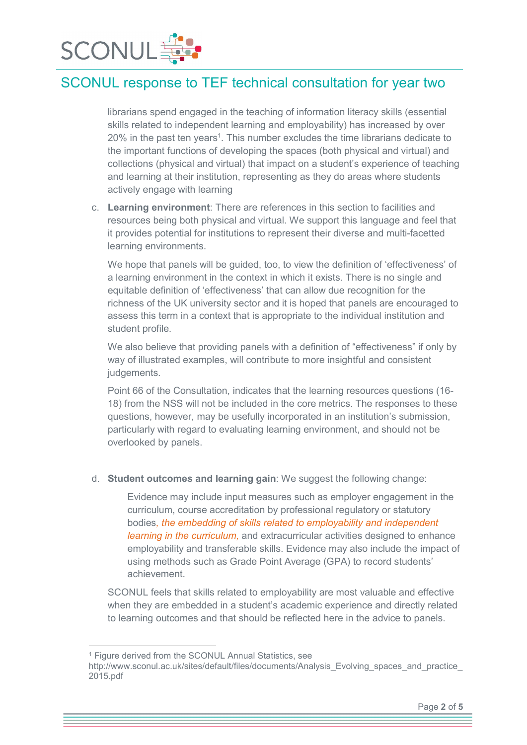librarians spend engaged in the teaching of information literacy skills (essential skills related to independent learning and employability) has increased by over 20% in the past ten years[1]. This number excludes the time librarians dedicate to the important functions of developing the spaces (both physical and virtual) and collections (physical and virtual) that impact on a student's experience of teaching and learning at their institution, representing as they do areas where students actively engage with learning

c. **Learning environment**: There are references in this section to facilities and resources being both physical and virtual. We support this language and feel that it provides potential for institutions to represent their diverse and multi-facetted learning environments.

   We hope that panels will be guided, too, to view the definition of 'effectiveness' of a learning environment in the context in which it exists. There is no single and equitable definition of 'effectiveness' that can allow due recognition for the richness of the UK university sector and it is hoped that panels are encouraged to assess this term in a context that is appropriate to the individual institution and student profile.

   We also believe that providing panels with a definition of "effectiveness" if only by way of illustrated examples, will contribute to more insightful and consistent judgements.

   Point 66 of the Consultation, indicates that the learning resources questions (16-18) from the NSS will not be included in the core metrics. The responses to these questions, however, may be usefully incorporated in an institution's submission, particularly with regard to evaluating learning environment, and should not be overlooked by panels.

d. **Student outcomes and learning gain**: We suggest the following change:

   > Evidence may include input measures such as employer engagement in the curriculum, course accreditation by professional regulatory or statutory bodies*, the embedding of skills related to employability and independent learning in the curriculum,* and extracurricular activities designed to enhance employability and transferable skills. Evidence may also include the impact of using methods such as Grade Point Average (GPA) to record students' achievement.

   SCONUL feels that skills related to employability are most valuable and effective when they are embedded in a student's academic experience and directly related to learning outcomes and that should be reflected here in the advice to panels.

[1] Figure derived from the SCONUL Annual Statistics, see http://www.sconul.ac.uk/sites/default/files/documents/Analysis_Evolving_spaces_and_practice_2015.pdf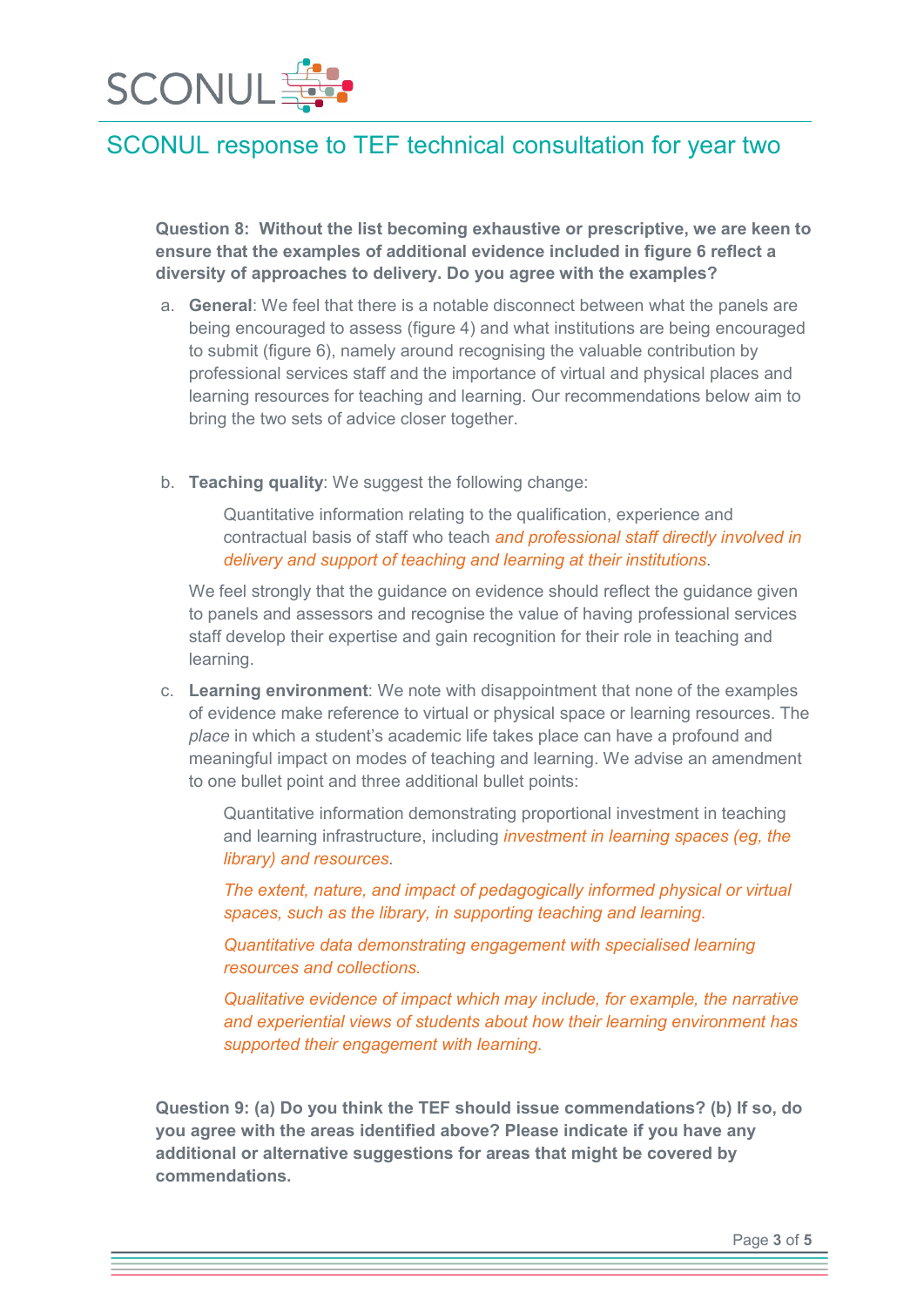**Question 8: Without the list becoming exhaustive or prescriptive, we are keen to ensure that the examples of additional evidence included in figure 6 reflect a diversity of approaches to delivery. Do you agree with the examples?**

a. **General**: We feel that there is a notable disconnect between what the panels are being encouraged to assess (figure 4) and what institutions are being encouraged to submit (figure 6), namely around recognising the valuable contribution by professional services staff and the importance of virtual and physical places and learning resources for teaching and learning. Our recommendations below aim to bring the two sets of advice closer together.

b. **Teaching quality**: We suggest the following change:

   > Quantitative information relating to the qualification, experience and contractual basis of staff who teach *and professional staff directly involved in delivery and support of teaching and learning at their institutions*.

   We feel strongly that the guidance on evidence should reflect the guidance given to panels and assessors and recognise the value of having professional services staff develop their expertise and gain recognition for their role in teaching and learning.

c. **Learning environment**: We note with disappointment that none of the examples of evidence make reference to virtual or physical space or learning resources. The *place* in which a student's academic life takes place can have a profound and meaningful impact on modes of teaching and learning. We advise an amendment to one bullet point and three additional bullet points:

   > Quantitative information demonstrating proportional investment in teaching and learning infrastructure, including *investment in learning spaces (eg, the library) and resources*.
   >
   > *The extent, nature, and impact of pedagogically informed physical or virtual spaces, such as the library, in supporting teaching and learning.*
   >
   > *Quantitative data demonstrating engagement with specialised learning resources and collections.*
   >
   > *Qualitative evidence of impact which may include, for example, the narrative and experiential views of students about how their learning environment has supported their engagement with learning.*

**Question 9: (a) Do you think the TEF should issue commendations? (b) If so, do you agree with the areas identified above? Please indicate if you have any additional or alternative suggestions for areas that might be covered by commendations.**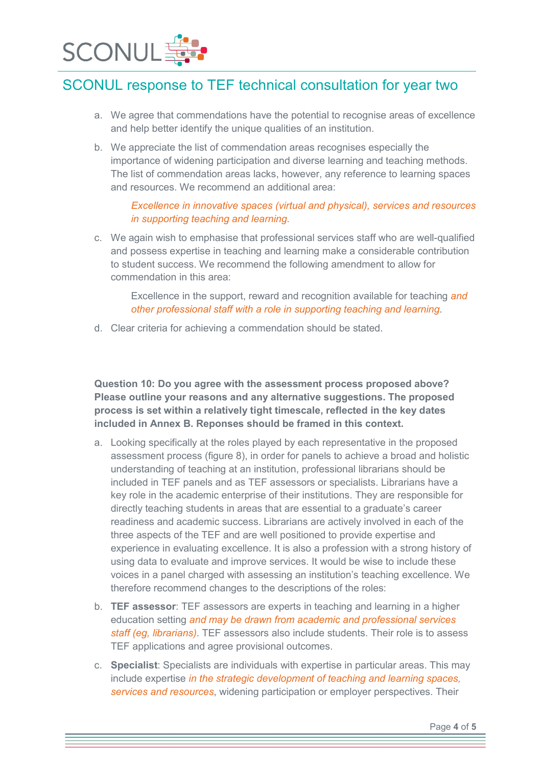a. We agree that commendations have the potential to recognise areas of excellence and help better identify the unique qualities of an institution.

b. We appreciate the list of commendation areas recognises especially the importance of widening participation and diverse learning and teaching methods. The list of commendation areas lacks, however, any reference to learning spaces and resources. We recommend an additional area:

   *Excellence in innovative spaces (virtual and physical), services and resources in supporting teaching and learning.*

c. We again wish to emphasise that professional services staff who are well-qualified and possess expertise in teaching and learning make a considerable contribution to student success. We recommend the following amendment to allow for commendation in this area:

   Excellence in the support, reward and recognition available for teaching *and other professional staff with a role in supporting teaching and learning*.

d. Clear criteria for achieving a commendation should be stated.

**Question 10: Do you agree with the assessment process proposed above? Please outline your reasons and any alternative suggestions. The proposed process is set within a relatively tight timescale, reflected in the key dates included in Annex B. Reponses should be framed in this context.**

a. Looking specifically at the roles played by each representative in the proposed assessment process (figure 8), in order for panels to achieve a broad and holistic understanding of teaching at an institution, professional librarians should be included in TEF panels and as TEF assessors or specialists. Librarians have a key role in the academic enterprise of their institutions. They are responsible for directly teaching students in areas that are essential to a graduate's career readiness and academic success. Librarians are actively involved in each of the three aspects of the TEF and are well positioned to provide expertise and experience in evaluating excellence. It is also a profession with a strong history of using data to evaluate and improve services. It would be wise to include these voices in a panel charged with assessing an institution's teaching excellence. We therefore recommend changes to the descriptions of the roles:

b. **TEF assessor**: TEF assessors are experts in teaching and learning in a higher education setting *and may be drawn from academic and professional services staff (eg, librarians)*. TEF assessors also include students. Their role is to assess TEF applications and agree provisional outcomes.

c. **Specialist**: Specialists are individuals with expertise in particular areas. This may include expertise *in the strategic development of teaching and learning spaces, services and resources*, widening participation or employer perspectives. Their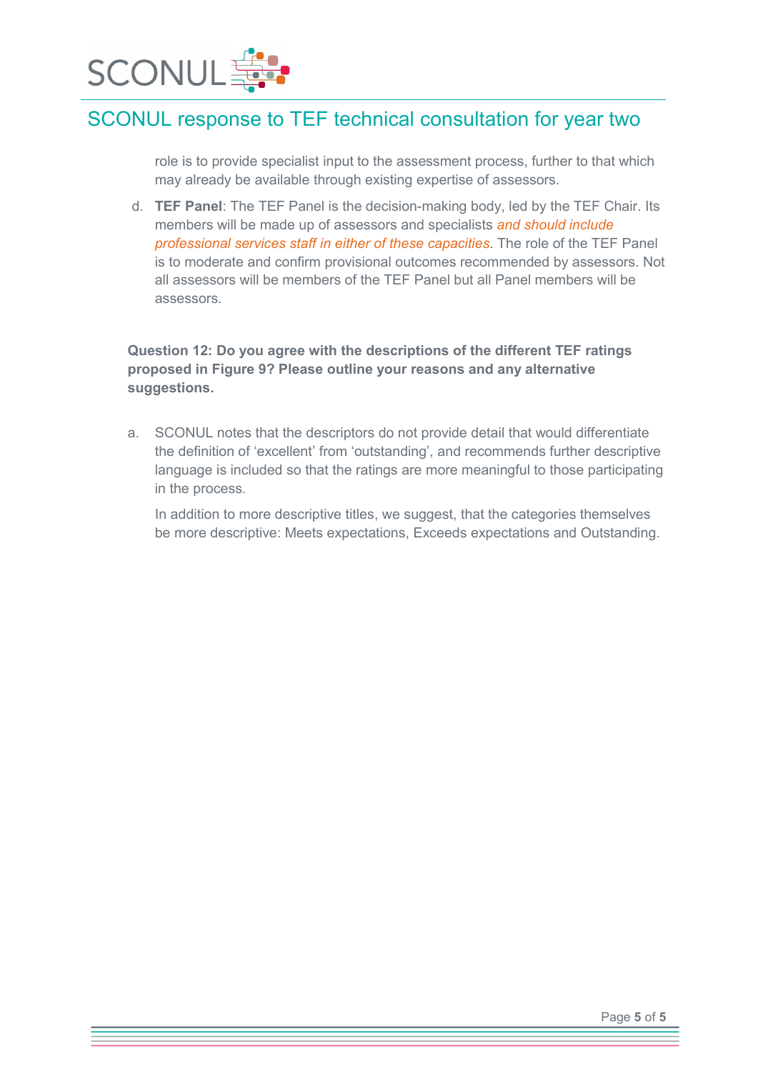role is to provide specialist input to the assessment process, further to that which may already be available through existing expertise of assessors.

d. **TEF Panel**: The TEF Panel is the decision-making body, led by the TEF Chair. Its members will be made up of assessors and specialists *and should include professional services staff in either of these capacities*. The role of the TEF Panel is to moderate and confirm provisional outcomes recommended by assessors. Not all assessors will be members of the TEF Panel but all Panel members will be assessors.

**Question 12: Do you agree with the descriptions of the different TEF ratings proposed in Figure 9? Please outline your reasons and any alternative suggestions.**

a. SCONUL notes that the descriptors do not provide detail that would differentiate the definition of 'excellent' from 'outstanding', and recommends further descriptive language is included so that the ratings are more meaningful to those participating in the process.

   In addition to more descriptive titles, we suggest, that the categories themselves be more descriptive: Meets expectations, Exceeds expectations and Outstanding.